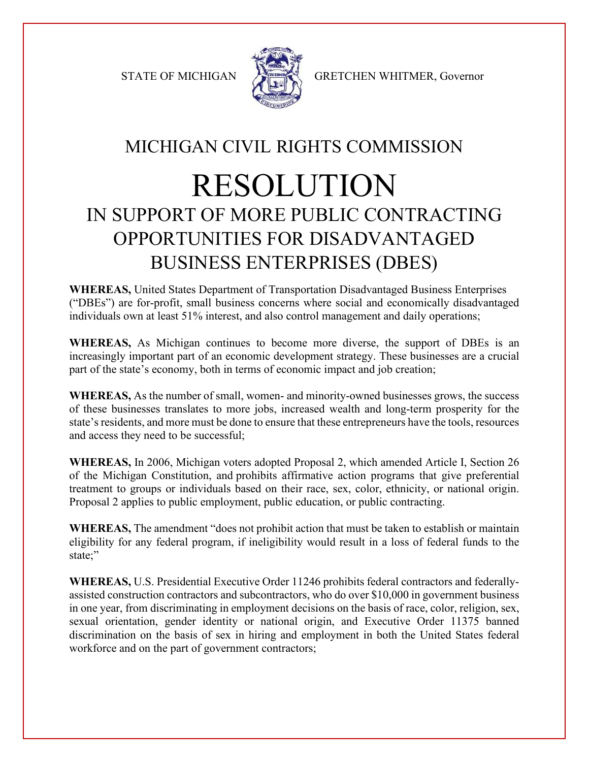STATE OF MICHIGAN GRETCHEN WHITMER, Governor

# MICHIGAN CIVIL RIGHTS COMMISSION

# RESOLUTION

## IN SUPPORT OF MORE PUBLIC CONTRACTING OPPORTUNITIES FOR DISADVANTAGED BUSINESS ENTERPRISES (DBES)

**WHEREAS,** United States Department of Transportation Disadvantaged Business Enterprises ("DBEs") are for-profit, small business concerns where social and economically disadvantaged individuals own at least 51% interest, and also control management and daily operations;

**WHEREAS,** As Michigan continues to become more diverse, the support of DBEs is an increasingly important part of an economic development strategy. These businesses are a crucial part of the state's economy, both in terms of economic impact and job creation;

**WHEREAS,** As the number of small, women- and minority-owned businesses grows, the success of these businesses translates to more jobs, increased wealth and long-term prosperity for the state's residents, and more must be done to ensure that these entrepreneurs have the tools, resources and access they need to be successful;

**WHEREAS,** In 2006, Michigan voters adopted Proposal 2, which amended Article I, Section 26 of the Michigan Constitution, and prohibits affirmative action programs that give preferential treatment to groups or individuals based on their race, sex, color, ethnicity, or national origin. Proposal 2 applies to public employment, public education, or public contracting.

**WHEREAS,** The amendment "does not prohibit action that must be taken to establish or maintain eligibility for any federal program, if ineligibility would result in a loss of federal funds to the state;"

**WHEREAS,** U.S. Presidential Executive Order 11246 prohibits federal contractors and federally-assisted construction contractors and subcontractors, who do over $10,000 in government business in one year, from discriminating in employment decisions on the basis of race, color, religion, sex, sexual orientation, gender identity or national origin, and Executive Order 11375 banned discrimination on the basis of sex in hiring and employment in both the United States federal workforce and on the part of government contractors;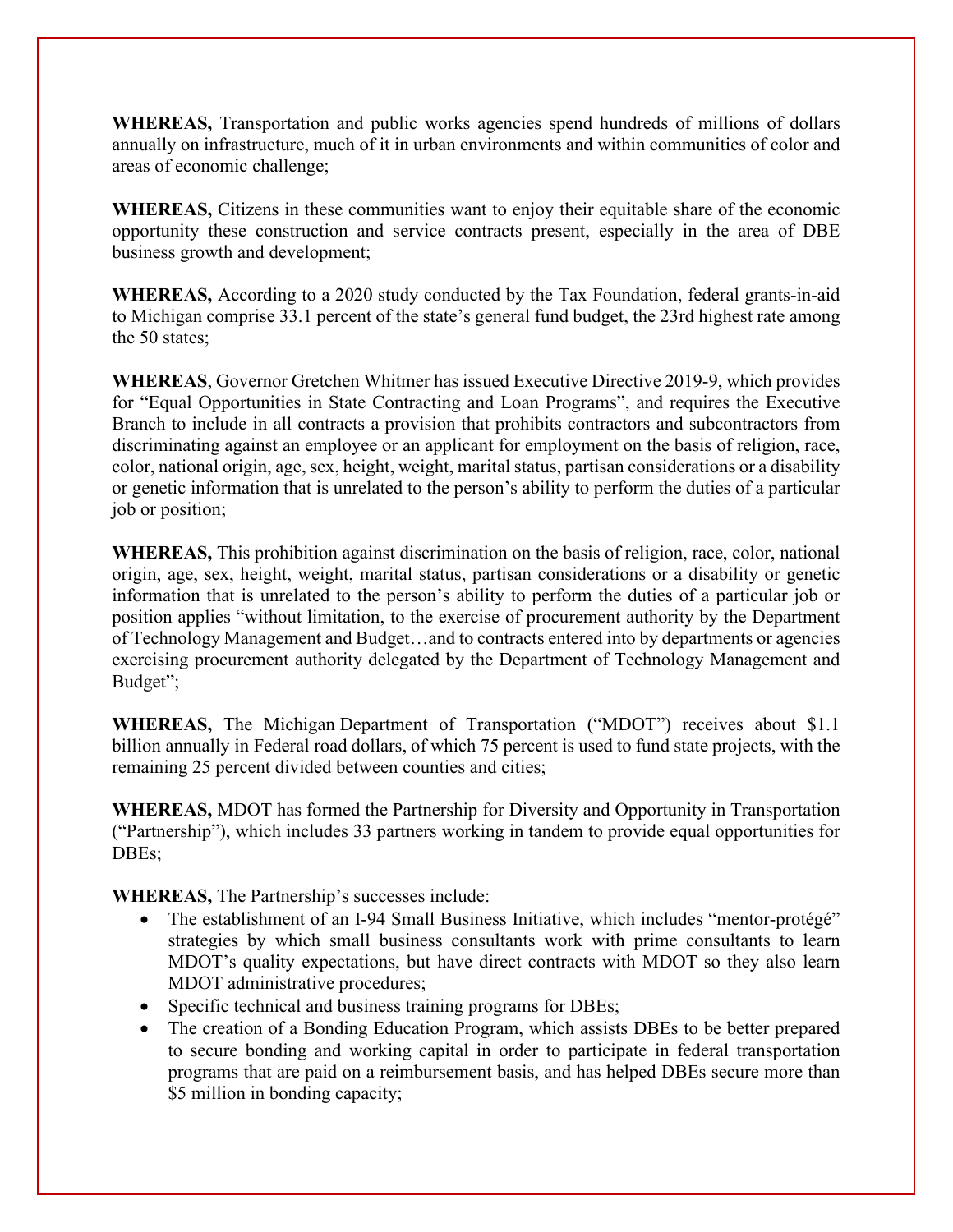**WHEREAS,** Transportation and public works agencies spend hundreds of millions of dollars annually on infrastructure, much of it in urban environments and within communities of color and areas of economic challenge;

**WHEREAS,** Citizens in these communities want to enjoy their equitable share of the economic opportunity these construction and service contracts present, especially in the area of DBE business growth and development;

**WHEREAS,** According to a 2020 study conducted by the Tax Foundation, federal grants-in-aid to Michigan comprise 33.1 percent of the state's general fund budget, the 23rd highest rate among the 50 states;

**WHEREAS**, Governor Gretchen Whitmer has issued Executive Directive 2019-9, which provides for "Equal Opportunities in State Contracting and Loan Programs", and requires the Executive Branch to include in all contracts a provision that prohibits contractors and subcontractors from discriminating against an employee or an applicant for employment on the basis of religion, race, color, national origin, age, sex, height, weight, marital status, partisan considerations or a disability or genetic information that is unrelated to the person's ability to perform the duties of a particular job or position;

**WHEREAS,** This prohibition against discrimination on the basis of religion, race, color, national origin, age, sex, height, weight, marital status, partisan considerations or a disability or genetic information that is unrelated to the person's ability to perform the duties of a particular job or position applies "without limitation, to the exercise of procurement authority by the Department of Technology Management and Budget…and to contracts entered into by departments or agencies exercising procurement authority delegated by the Department of Technology Management and Budget";

**WHEREAS,** The Michigan Department of Transportation ("MDOT") receives about $1.1 billion annually in Federal road dollars, of which 75 percent is used to fund state projects, with the remaining 25 percent divided between counties and cities;

**WHEREAS,** MDOT has formed the Partnership for Diversity and Opportunity in Transportation ("Partnership"), which includes 33 partners working in tandem to provide equal opportunities for DBEs;

**WHEREAS,** The Partnership's successes include:

- The establishment of an I-94 Small Business Initiative, which includes "mentor-protégé" strategies by which small business consultants work with prime consultants to learn MDOT's quality expectations, but have direct contracts with MDOT so they also learn MDOT administrative procedures;
- Specific technical and business training programs for DBEs;
- The creation of a Bonding Education Program, which assists DBEs to be better prepared to secure bonding and working capital in order to participate in federal transportation programs that are paid on a reimbursement basis, and has helped DBEs secure more than $5 million in bonding capacity;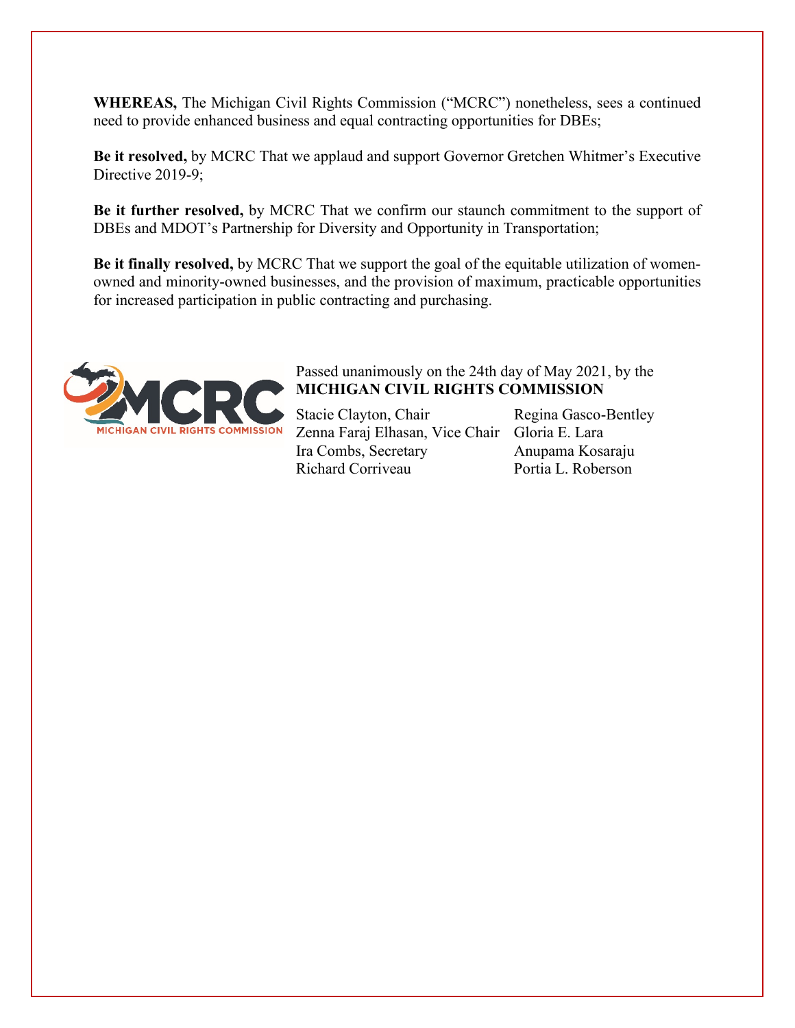**WHEREAS,** The Michigan Civil Rights Commission ("MCRC") nonetheless, sees a continued need to provide enhanced business and equal contracting opportunities for DBEs;

**Be it resolved,** by MCRC That we applaud and support Governor Gretchen Whitmer's Executive Directive 2019-9;

**Be it further resolved,** by MCRC That we confirm our staunch commitment to the support of DBEs and MDOT's Partnership for Diversity and Opportunity in Transportation;

**Be it finally resolved,** by MCRC That we support the goal of the equitable utilization of women-owned and minority-owned businesses, and the provision of maximum, practicable opportunities for increased participation in public contracting and purchasing.

MCRC
MICHIGAN CIVIL RIGHTS COMMISSION

Passed unanimously on the 24th day of May 2021, by the
**MICHIGAN CIVIL RIGHTS COMMISSION**

Stacie Clayton, Chair
Zenna Faraj Elhasan, Vice Chair
Ira Combs, Secretary
Richard Corriveau
Regina Gasco-Bentley
Gloria E. Lara
Anupama Kosaraju
Portia L. Roberson